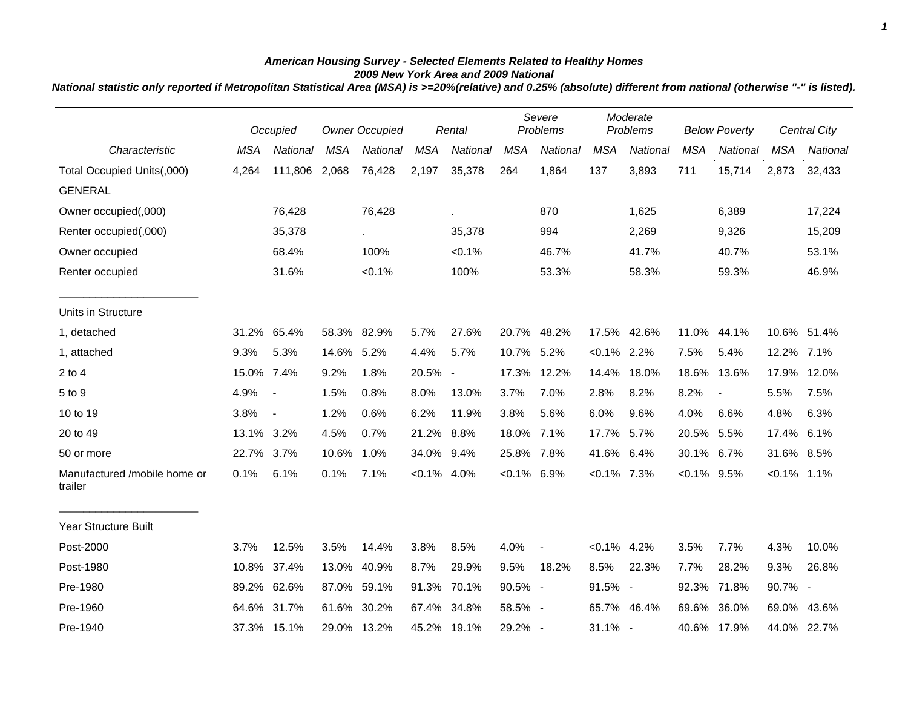***American Housing Survey - Selected Elements Related to Healthy Homes***

***2009 New York Area and 2009 National***

***National statistic only reported if Metropolitan Statistical Area (MSA) is >=20%(relative) and 0.25% (absolute) different from national (otherwise "-" is listed).***

| | *Occupied* | | *Owner Occupied* | | *Rental* | | *Severe Problems* | | *Moderate Problems* | | *Below Poverty* | | *Central City* | |
|---|---|---|---|---|---|---|---|---|---|---|---|---|---|---|
| *Characteristic* | *MSA* | *National* | *MSA* | *National* | *MSA* | *National* | *MSA* | *National* | *MSA* | *National* | *MSA* | *National* | *MSA* | *National* |
| Total Occupied Units(,000) | 4,264 | 111,806 | 2,068 | 76,428 | 2,197 | 35,378 | 264 | 1,864 | 137 | 3,893 | 711 | 15,714 | 2,873 | 32,433 |
| GENERAL | | | | | | | | | | | | | | |
| Owner occupied(,000) | | 76,428 | | 76,428 | | . | | 870 | | 1,625 | | 6,389 | | 17,224 |
| Renter occupied(,000) | | 35,378 | | . | | 35,378 | | 994 | | 2,269 | | 9,326 | | 15,209 |
| Owner occupied | | 68.4% | | 100% | | <0.1% | | 46.7% | | 41.7% | | 40.7% | | 53.1% |
| Renter occupied | | 31.6% | | <0.1% | | 100% | | 53.3% | | 58.3% | | 59.3% | | 46.9% |
| Units in Structure | | | | | | | | | | | | | | |
| 1, detached | 31.2% | 65.4% | 58.3% | 82.9% | 5.7% | 27.6% | 20.7% | 48.2% | 17.5% | 42.6% | 11.0% | 44.1% | 10.6% | 51.4% |
| 1, attached | 9.3% | 5.3% | 14.6% | 5.2% | 4.4% | 5.7% | 10.7% | 5.2% | <0.1% | 2.2% | 7.5% | 5.4% | 12.2% | 7.1% |
| 2 to 4 | 15.0% | 7.4% | 9.2% | 1.8% | 20.5% | - | 17.3% | 12.2% | 14.4% | 18.0% | 18.6% | 13.6% | 17.9% | 12.0% |
| 5 to 9 | 4.9% | - | 1.5% | 0.8% | 8.0% | 13.0% | 3.7% | 7.0% | 2.8% | 8.2% | 8.2% | - | 5.5% | 7.5% |
| 10 to 19 | 3.8% | - | 1.2% | 0.6% | 6.2% | 11.9% | 3.8% | 5.6% | 6.0% | 9.6% | 4.0% | 6.6% | 4.8% | 6.3% |
| 20 to 49 | 13.1% | 3.2% | 4.5% | 0.7% | 21.2% | 8.8% | 18.0% | 7.1% | 17.7% | 5.7% | 20.5% | 5.5% | 17.4% | 6.1% |
| 50 or more | 22.7% | 3.7% | 10.6% | 1.0% | 34.0% | 9.4% | 25.8% | 7.8% | 41.6% | 6.4% | 30.1% | 6.7% | 31.6% | 8.5% |
| Manufactured /mobile home or trailer | 0.1% | 6.1% | 0.1% | 7.1% | <0.1% | 4.0% | <0.1% | 6.9% | <0.1% | 7.3% | <0.1% | 9.5% | <0.1% | 1.1% |
| Year Structure Built | | | | | | | | | | | | | | |
| Post-2000 | 3.7% | 12.5% | 3.5% | 14.4% | 3.8% | 8.5% | 4.0% | - | <0.1% | 4.2% | 3.5% | 7.7% | 4.3% | 10.0% |
| Post-1980 | 10.8% | 37.4% | 13.0% | 40.9% | 8.7% | 29.9% | 9.5% | 18.2% | 8.5% | 22.3% | 7.7% | 28.2% | 9.3% | 26.8% |
| Pre-1980 | 89.2% | 62.6% | 87.0% | 59.1% | 91.3% | 70.1% | 90.5% | - | 91.5% | - | 92.3% | 71.8% | 90.7% | - |
| Pre-1960 | 64.6% | 31.7% | 61.6% | 30.2% | 67.4% | 34.8% | 58.5% | - | 65.7% | 46.4% | 69.6% | 36.0% | 69.0% | 43.6% |
| Pre-1940 | 37.3% | 15.1% | 29.0% | 13.2% | 45.2% | 19.1% | 29.2% | - | 31.1% | - | 40.6% | 17.9% | 44.0% | 22.7% |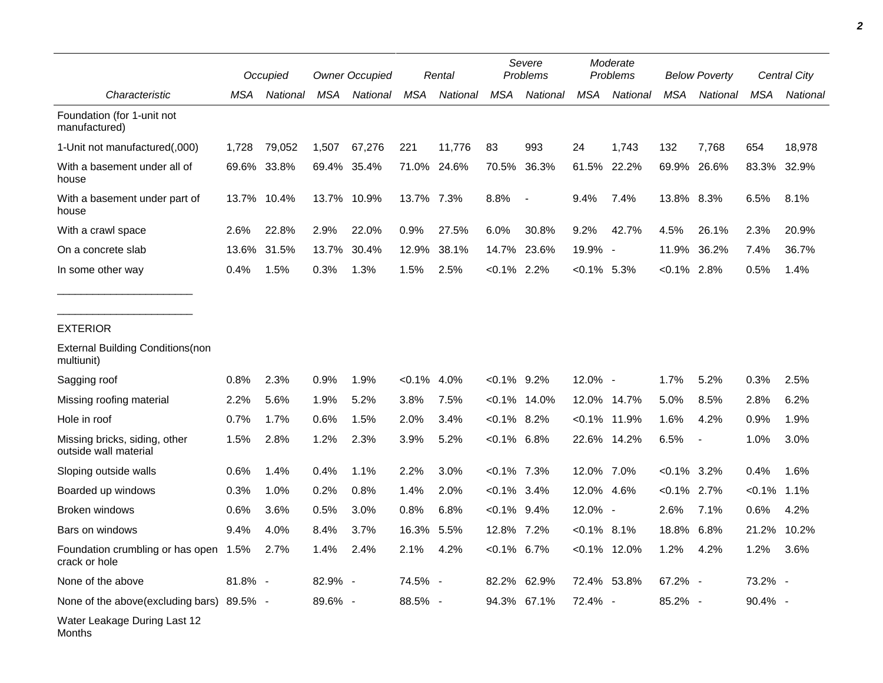| Characteristic | Occupied | | Owner Occupied | | Rental | | Severe Problems | | Moderate Problems | | Below Poverty | | Central City | |
|---|---|---|---|---|---|---|---|---|---|---|---|---|---|---|
| | MSA | National | MSA | National | MSA | National | MSA | National | MSA | National | MSA | National | MSA | National |
| Foundation (for 1-unit not manufactured) | | | | | | | | | | | | | | |
| 1-Unit not manufactured(,000) | 1,728 | 79,052 | 1,507 | 67,276 | 221 | 11,776 | 83 | 993 | 24 | 1,743 | 132 | 7,768 | 654 | 18,978 |
| With a basement under all of house | 69.6% | 33.8% | 69.4% | 35.4% | 71.0% | 24.6% | 70.5% | 36.3% | 61.5% | 22.2% | 69.9% | 26.6% | 83.3% | 32.9% |
| With a basement under part of house | 13.7% | 10.4% | 13.7% | 10.9% | 13.7% | 7.3% | 8.8% | - | 9.4% | 7.4% | 13.8% | 8.3% | 6.5% | 8.1% |
| With a crawl space | 2.6% | 22.8% | 2.9% | 22.0% | 0.9% | 27.5% | 6.0% | 30.8% | 9.2% | 42.7% | 4.5% | 26.1% | 2.3% | 20.9% |
| On a concrete slab | 13.6% | 31.5% | 13.7% | 30.4% | 12.9% | 38.1% | 14.7% | 23.6% | 19.9% | - | 11.9% | 36.2% | 7.4% | 36.7% |
| In some other way | 0.4% | 1.5% | 0.3% | 1.3% | 1.5% | 2.5% | <0.1% | 2.2% | <0.1% | 5.3% | <0.1% | 2.8% | 0.5% | 1.4% |
| EXTERIOR | | | | | | | | | | | | | | |
| External Building Conditions(non multiunit) | | | | | | | | | | | | | | |
| Sagging roof | 0.8% | 2.3% | 0.9% | 1.9% | <0.1% | 4.0% | <0.1% | 9.2% | 12.0% | - | 1.7% | 5.2% | 0.3% | 2.5% |
| Missing roofing material | 2.2% | 5.6% | 1.9% | 5.2% | 3.8% | 7.5% | <0.1% | 14.0% | 12.0% | 14.7% | 5.0% | 8.5% | 2.8% | 6.2% |
| Hole in roof | 0.7% | 1.7% | 0.6% | 1.5% | 2.0% | 3.4% | <0.1% | 8.2% | <0.1% | 11.9% | 1.6% | 4.2% | 0.9% | 1.9% |
| Missing bricks, siding, other outside wall material | 1.5% | 2.8% | 1.2% | 2.3% | 3.9% | 5.2% | <0.1% | 6.8% | 22.6% | 14.2% | 6.5% | - | 1.0% | 3.0% |
| Sloping outside walls | 0.6% | 1.4% | 0.4% | 1.1% | 2.2% | 3.0% | <0.1% | 7.3% | 12.0% | 7.0% | <0.1% | 3.2% | 0.4% | 1.6% |
| Boarded up windows | 0.3% | 1.0% | 0.2% | 0.8% | 1.4% | 2.0% | <0.1% | 3.4% | 12.0% | 4.6% | <0.1% | 2.7% | <0.1% | 1.1% |
| Broken windows | 0.6% | 3.6% | 0.5% | 3.0% | 0.8% | 6.8% | <0.1% | 9.4% | 12.0% | - | 2.6% | 7.1% | 0.6% | 4.2% |
| Bars on windows | 9.4% | 4.0% | 8.4% | 3.7% | 16.3% | 5.5% | 12.8% | 7.2% | <0.1% | 8.1% | 18.8% | 6.8% | 21.2% | 10.2% |
| Foundation crumbling or has open crack or hole | 1.5% | 2.7% | 1.4% | 2.4% | 2.1% | 4.2% | <0.1% | 6.7% | <0.1% | 12.0% | 1.2% | 4.2% | 1.2% | 3.6% |
| None of the above | 81.8% | - | 82.9% | - | 74.5% | - | 82.2% | 62.9% | 72.4% | 53.8% | 67.2% | - | 73.2% | - |
| None of the above(excluding bars) | 89.5% | - | 89.6% | - | 88.5% | - | 94.3% | 67.1% | 72.4% | - | 85.2% | - | 90.4% | - |
| Water Leakage During Last 12 Months | | | | | | | | | | | | | | |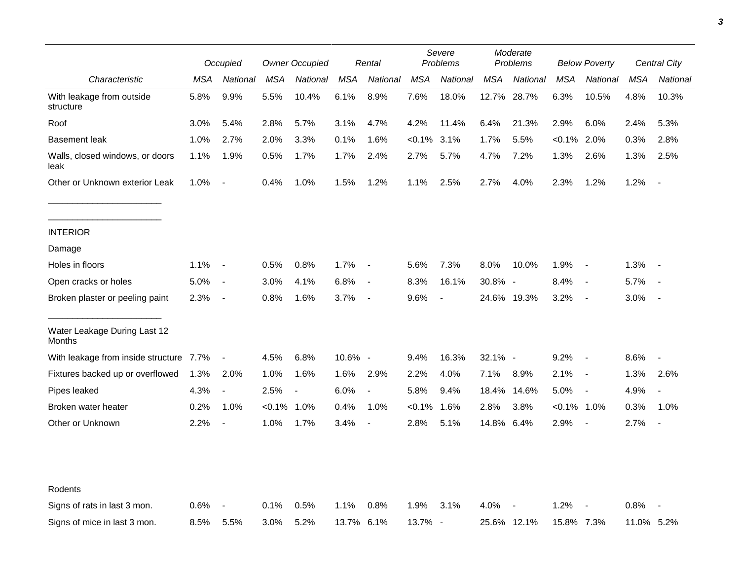| Characteristic | Occupied | | Owner Occupied | | Rental | | Severe Problems | | Moderate Problems | | Below Poverty | | Central City | |
|---|---|---|---|---|---|---|---|---|---|---|---|---|---|---|
| | MSA | National | MSA | National | MSA | National | MSA | National | MSA | National | MSA | National | MSA | National |
| With leakage from outside structure | 5.8% | 9.9% | 5.5% | 10.4% | 6.1% | 8.9% | 7.6% | 18.0% | 12.7% | 28.7% | 6.3% | 10.5% | 4.8% | 10.3% |
| Roof | 3.0% | 5.4% | 2.8% | 5.7% | 3.1% | 4.7% | 4.2% | 11.4% | 6.4% | 21.3% | 2.9% | 6.0% | 2.4% | 5.3% |
| Basement leak | 1.0% | 2.7% | 2.0% | 3.3% | 0.1% | 1.6% | <0.1% | 3.1% | 1.7% | 5.5% | <0.1% | 2.0% | 0.3% | 2.8% |
| Walls, closed windows, or doors leak | 1.1% | 1.9% | 0.5% | 1.7% | 1.7% | 2.4% | 2.7% | 5.7% | 4.7% | 7.2% | 1.3% | 2.6% | 1.3% | 2.5% |
| Other or Unknown exterior Leak | 1.0% | - | 0.4% | 1.0% | 1.5% | 1.2% | 1.1% | 2.5% | 2.7% | 4.0% | 2.3% | 1.2% | 1.2% | - |
| INTERIOR | | | | | | | | | | | | | | |
| Damage | | | | | | | | | | | | | | |
| Holes in floors | 1.1% | - | 0.5% | 0.8% | 1.7% | - | 5.6% | 7.3% | 8.0% | 10.0% | 1.9% | - | 1.3% | - |
| Open cracks or holes | 5.0% | - | 3.0% | 4.1% | 6.8% | - | 8.3% | 16.1% | 30.8% | - | 8.4% | - | 5.7% | - |
| Broken plaster or peeling paint | 2.3% | - | 0.8% | 1.6% | 3.7% | - | 9.6% | - | 24.6% | 19.3% | 3.2% | - | 3.0% | - |
| Water Leakage During Last 12 Months | | | | | | | | | | | | | | |
| With leakage from inside structure | 7.7% | - | 4.5% | 6.8% | 10.6% | - | 9.4% | 16.3% | 32.1% | - | 9.2% | - | 8.6% | - |
| Fixtures backed up or overflowed | 1.3% | 2.0% | 1.0% | 1.6% | 1.6% | 2.9% | 2.2% | 4.0% | 7.1% | 8.9% | 2.1% | - | 1.3% | 2.6% |
| Pipes leaked | 4.3% | - | 2.5% | - | 6.0% | - | 5.8% | 9.4% | 18.4% | 14.6% | 5.0% | - | 4.9% | - |
| Broken water heater | 0.2% | 1.0% | <0.1% | 1.0% | 0.4% | 1.0% | <0.1% | 1.6% | 2.8% | 3.8% | <0.1% | 1.0% | 0.3% | 1.0% |
| Other or Unknown | 2.2% | - | 1.0% | 1.7% | 3.4% | - | 2.8% | 5.1% | 14.8% | 6.4% | 2.9% | - | 2.7% | - |
| Rodents | | | | | | | | | | | | | | |
| Signs of rats in last 3 mon. | 0.6% | - | 0.1% | 0.5% | 1.1% | 0.8% | 1.9% | 3.1% | 4.0% | - | 1.2% | - | 0.8% | - |
| Signs of mice in last 3 mon. | 8.5% | 5.5% | 3.0% | 5.2% | 13.7% | 6.1% | 13.7% | - | 25.6% | 12.1% | 15.8% | 7.3% | 11.0% | 5.2% |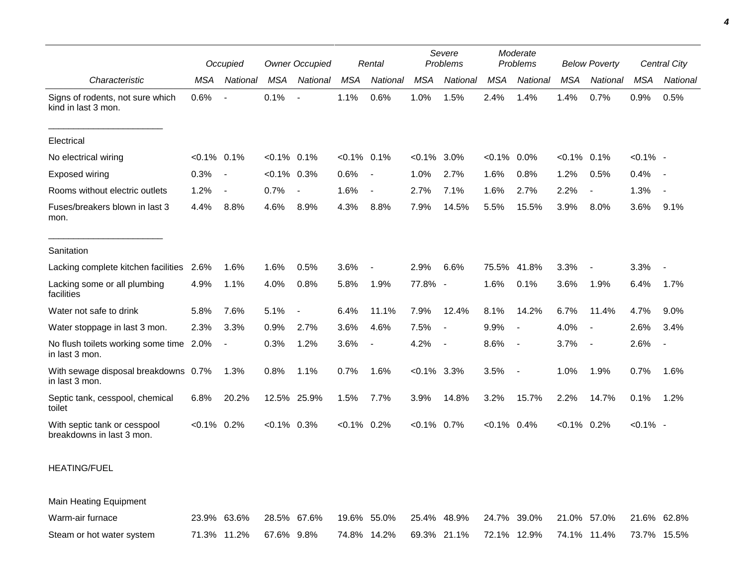| | Occupied | | Owner Occupied | | Rental | | Severe Problems | | Moderate Problems | | Below Poverty | | Central City | |
|---|---|---|---|---|---|---|---|---|---|---|---|---|---|---|
| *Characteristic* | *MSA* | *National* | *MSA* | *National* | *MSA* | *National* | *MSA* | *National* | *MSA* | *National* | *MSA* | *National* | *MSA* | *National* |
| Signs of rodents, not sure which kind in last 3 mon. | 0.6% | - | 0.1% | - | 1.1% | 0.6% | 1.0% | 1.5% | 2.4% | 1.4% | 1.4% | 0.7% | 0.9% | 0.5% |
| Electrical | | | | | | | | | | | | | | |
| No electrical wiring | <0.1% | 0.1% | <0.1% | 0.1% | <0.1% | 0.1% | <0.1% | 3.0% | <0.1% | 0.0% | <0.1% | 0.1% | <0.1% | - |
| Exposed wiring | 0.3% | - | <0.1% | 0.3% | 0.6% | - | 1.0% | 2.7% | 1.6% | 0.8% | 1.2% | 0.5% | 0.4% | - |
| Rooms without electric outlets | 1.2% | - | 0.7% | - | 1.6% | - | 2.7% | 7.1% | 1.6% | 2.7% | 2.2% | - | 1.3% | - |
| Fuses/breakers blown in last 3 mon. | 4.4% | 8.8% | 4.6% | 8.9% | 4.3% | 8.8% | 7.9% | 14.5% | 5.5% | 15.5% | 3.9% | 8.0% | 3.6% | 9.1% |
| Sanitation | | | | | | | | | | | | | | |
| Lacking complete kitchen facilities | 2.6% | 1.6% | 1.6% | 0.5% | 3.6% | - | 2.9% | 6.6% | 75.5% | 41.8% | 3.3% | - | 3.3% | - |
| Lacking some or all plumbing facilities | 4.9% | 1.1% | 4.0% | 0.8% | 5.8% | 1.9% | 77.8% | - | 1.6% | 0.1% | 3.6% | 1.9% | 6.4% | 1.7% |
| Water not safe to drink | 5.8% | 7.6% | 5.1% | - | 6.4% | 11.1% | 7.9% | 12.4% | 8.1% | 14.2% | 6.7% | 11.4% | 4.7% | 9.0% |
| Water stoppage in last 3 mon. | 2.3% | 3.3% | 0.9% | 2.7% | 3.6% | 4.6% | 7.5% | - | 9.9% | - | 4.0% | - | 2.6% | 3.4% |
| No flush toilets working some time in last 3 mon. | 2.0% | - | 0.3% | 1.2% | 3.6% | - | 4.2% | - | 8.6% | - | 3.7% | - | 2.6% | - |
| With sewage disposal breakdowns in last 3 mon. | 0.7% | 1.3% | 0.8% | 1.1% | 0.7% | 1.6% | <0.1% | 3.3% | 3.5% | - | 1.0% | 1.9% | 0.7% | 1.6% |
| Septic tank, cesspool, chemical toilet | 6.8% | 20.2% | 12.5% | 25.9% | 1.5% | 7.7% | 3.9% | 14.8% | 3.2% | 15.7% | 2.2% | 14.7% | 0.1% | 1.2% |
| With septic tank or cesspool breakdowns in last 3 mon. | <0.1% | 0.2% | <0.1% | 0.3% | <0.1% | 0.2% | <0.1% | 0.7% | <0.1% | 0.4% | <0.1% | 0.2% | <0.1% | - |
| HEATING/FUEL | | | | | | | | | | | | | | |
| Main Heating Equipment | | | | | | | | | | | | | | |
| Warm-air furnace | 23.9% | 63.6% | 28.5% | 67.6% | 19.6% | 55.0% | 25.4% | 48.9% | 24.7% | 39.0% | 21.0% | 57.0% | 21.6% | 62.8% |
| Steam or hot water system | 71.3% | 11.2% | 67.6% | 9.8% | 74.8% | 14.2% | 69.3% | 21.1% | 72.1% | 12.9% | 74.1% | 11.4% | 73.7% | 15.5% |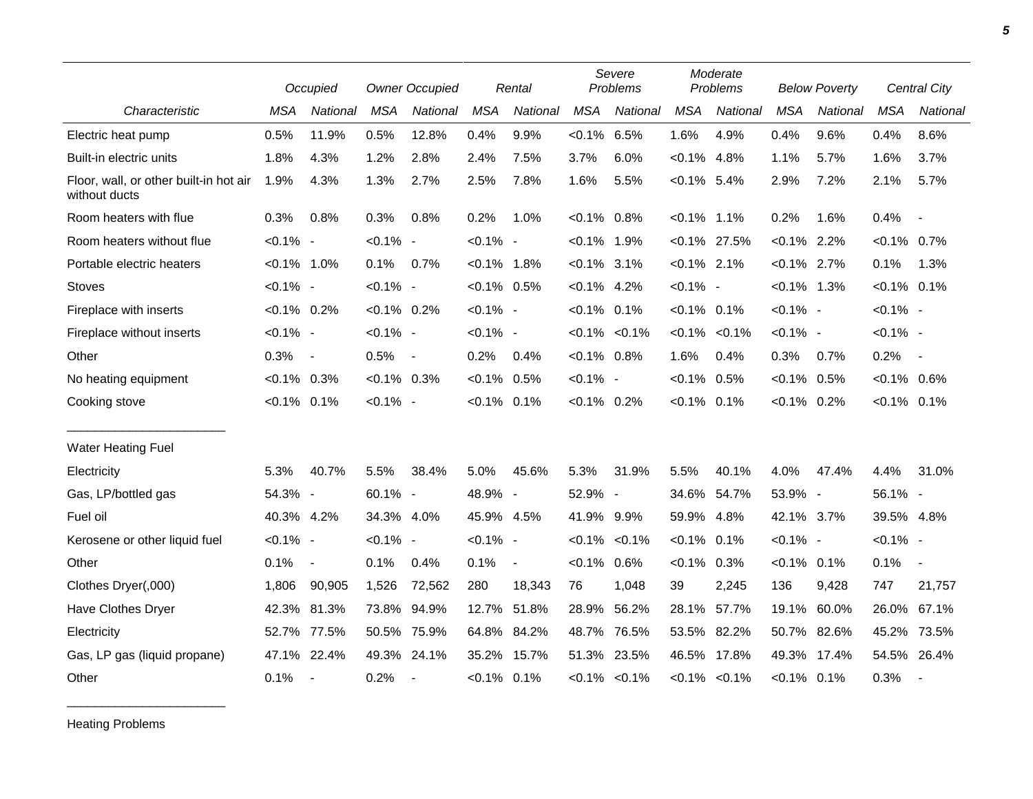| Characteristic | Occupied | | Owner Occupied | | Rental | | Severe Problems | | Moderate Problems | | Below Poverty | | Central City | |
|---|---|---|---|---|---|---|---|---|---|---|---|---|---|---|
| | MSA | National | MSA | National | MSA | National | MSA | National | MSA | National | MSA | National | MSA | National |
| Electric heat pump | 0.5% | 11.9% | 0.5% | 12.8% | 0.4% | 9.9% | <0.1% | 6.5% | 1.6% | 4.9% | 0.4% | 9.6% | 0.4% | 8.6% |
| Built-in electric units | 1.8% | 4.3% | 1.2% | 2.8% | 2.4% | 7.5% | 3.7% | 6.0% | <0.1% | 4.8% | 1.1% | 5.7% | 1.6% | 3.7% |
| Floor, wall, or other built-in hot air without ducts | 1.9% | 4.3% | 1.3% | 2.7% | 2.5% | 7.8% | 1.6% | 5.5% | <0.1% | 5.4% | 2.9% | 7.2% | 2.1% | 5.7% |
| Room heaters with flue | 0.3% | 0.8% | 0.3% | 0.8% | 0.2% | 1.0% | <0.1% | 0.8% | <0.1% | 1.1% | 0.2% | 1.6% | 0.4% | - |
| Room heaters without flue | <0.1% | - | <0.1% | - | <0.1% | - | <0.1% | 1.9% | <0.1% | 27.5% | <0.1% | 2.2% | <0.1% | 0.7% |
| Portable electric heaters | <0.1% | 1.0% | 0.1% | 0.7% | <0.1% | 1.8% | <0.1% | 3.1% | <0.1% | 2.1% | <0.1% | 2.7% | 0.1% | 1.3% |
| Stoves | <0.1% | - | <0.1% | - | <0.1% | 0.5% | <0.1% | 4.2% | <0.1% | - | <0.1% | 1.3% | <0.1% | 0.1% |
| Fireplace with inserts | <0.1% | 0.2% | <0.1% | 0.2% | <0.1% | - | <0.1% | 0.1% | <0.1% | 0.1% | <0.1% | - | <0.1% | - |
| Fireplace without inserts | <0.1% | - | <0.1% | - | <0.1% | - | <0.1% | <0.1% | <0.1% | <0.1% | <0.1% | - | <0.1% | - |
| Other | 0.3% | - | 0.5% | - | 0.2% | 0.4% | <0.1% | 0.8% | 1.6% | 0.4% | 0.3% | 0.7% | 0.2% | - |
| No heating equipment | <0.1% | 0.3% | <0.1% | 0.3% | <0.1% | 0.5% | <0.1% | - | <0.1% | 0.5% | <0.1% | 0.5% | <0.1% | 0.6% |
| Cooking stove | <0.1% | 0.1% | <0.1% | - | <0.1% | 0.1% | <0.1% | 0.2% | <0.1% | 0.1% | <0.1% | 0.2% | <0.1% | 0.1% |
| Water Heating Fuel | | | | | | | | | | | | | | |
| Electricity | 5.3% | 40.7% | 5.5% | 38.4% | 5.0% | 45.6% | 5.3% | 31.9% | 5.5% | 40.1% | 4.0% | 47.4% | 4.4% | 31.0% |
| Gas, LP/bottled gas | 54.3% | - | 60.1% | - | 48.9% | - | 52.9% | - | 34.6% | 54.7% | 53.9% | - | 56.1% | - |
| Fuel oil | 40.3% | 4.2% | 34.3% | 4.0% | 45.9% | 4.5% | 41.9% | 9.9% | 59.9% | 4.8% | 42.1% | 3.7% | 39.5% | 4.8% |
| Kerosene or other liquid fuel | <0.1% | - | <0.1% | - | <0.1% | - | <0.1% | <0.1% | <0.1% | 0.1% | <0.1% | - | <0.1% | - |
| Other | 0.1% | - | 0.1% | 0.4% | 0.1% | - | <0.1% | 0.6% | <0.1% | 0.3% | <0.1% | 0.1% | 0.1% | - |
| Clothes Dryer(,000) | 1,806 | 90,905 | 1,526 | 72,562 | 280 | 18,343 | 76 | 1,048 | 39 | 2,245 | 136 | 9,428 | 747 | 21,757 |
| Have Clothes Dryer | 42.3% | 81.3% | 73.8% | 94.9% | 12.7% | 51.8% | 28.9% | 56.2% | 28.1% | 57.7% | 19.1% | 60.0% | 26.0% | 67.1% |
| Electricity | 52.7% | 77.5% | 50.5% | 75.9% | 64.8% | 84.2% | 48.7% | 76.5% | 53.5% | 82.2% | 50.7% | 82.6% | 45.2% | 73.5% |
| Gas, LP gas (liquid propane) | 47.1% | 22.4% | 49.3% | 24.1% | 35.2% | 15.7% | 51.3% | 23.5% | 46.5% | 17.8% | 49.3% | 17.4% | 54.5% | 26.4% |
| Other | 0.1% | - | 0.2% | - | <0.1% | 0.1% | <0.1% | <0.1% | <0.1% | <0.1% | <0.1% | 0.1% | 0.3% | - |

Heating Problems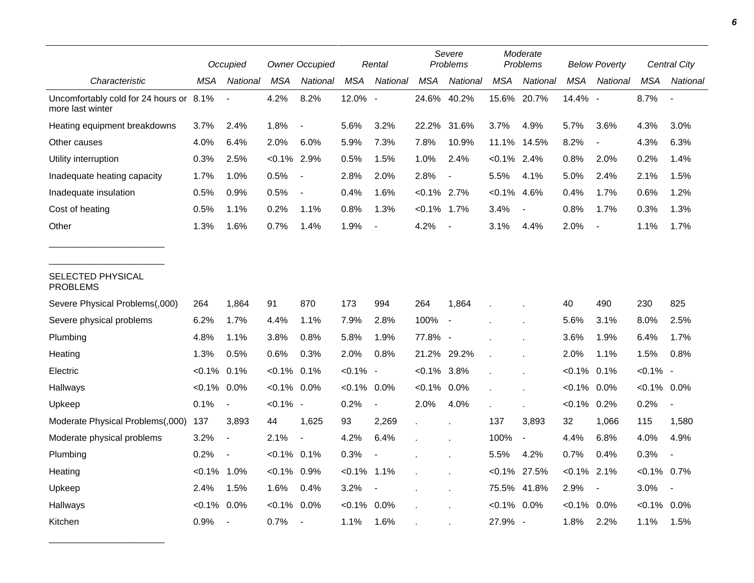| | Occupied | | Owner Occupied | | Rental | | Severe Problems | | Moderate Problems | | Below Poverty | | Central City | |
|---|---|---|---|---|---|---|---|---|---|---|---|---|---|---|
| Characteristic | MSA | National | MSA | National | MSA | National | MSA | National | MSA | National | MSA | National | MSA | National |
| Uncomfortably cold for 24 hours or more last winter | 8.1% | - | 4.2% | 8.2% | 12.0% | - | 24.6% | 40.2% | 15.6% | 20.7% | 14.4% | - | 8.7% | - |
| Heating equipment breakdowns | 3.7% | 2.4% | 1.8% | - | 5.6% | 3.2% | 22.2% | 31.6% | 3.7% | 4.9% | 5.7% | 3.6% | 4.3% | 3.0% |
| Other causes | 4.0% | 6.4% | 2.0% | 6.0% | 5.9% | 7.3% | 7.8% | 10.9% | 11.1% | 14.5% | 8.2% | - | 4.3% | 6.3% |
| Utility interruption | 0.3% | 2.5% | <0.1% | 2.9% | 0.5% | 1.5% | 1.0% | 2.4% | <0.1% | 2.4% | 0.8% | 2.0% | 0.2% | 1.4% |
| Inadequate heating capacity | 1.7% | 1.0% | 0.5% | - | 2.8% | 2.0% | 2.8% | - | 5.5% | 4.1% | 5.0% | 2.4% | 2.1% | 1.5% |
| Inadequate insulation | 0.5% | 0.9% | 0.5% | - | 0.4% | 1.6% | <0.1% | 2.7% | <0.1% | 4.6% | 0.4% | 1.7% | 0.6% | 1.2% |
| Cost of heating | 0.5% | 1.1% | 0.2% | 1.1% | 0.8% | 1.3% | <0.1% | 1.7% | 3.4% | - | 0.8% | 1.7% | 0.3% | 1.3% |
| Other | 1.3% | 1.6% | 0.7% | 1.4% | 1.9% | - | 4.2% | - | 3.1% | 4.4% | 2.0% | - | 1.1% | 1.7% |
| SELECTED PHYSICAL PROBLEMS | | | | | | | | | | | | | | |
| Severe Physical Problems(,000) | 264 | 1,864 | 91 | 870 | 173 | 994 | 264 | 1,864 | . | . | 40 | 490 | 230 | 825 |
| Severe physical problems | 6.2% | 1.7% | 4.4% | 1.1% | 7.9% | 2.8% | 100% | - | . | . | 5.6% | 3.1% | 8.0% | 2.5% |
| Plumbing | 4.8% | 1.1% | 3.8% | 0.8% | 5.8% | 1.9% | 77.8% | - | . | . | 3.6% | 1.9% | 6.4% | 1.7% |
| Heating | 1.3% | 0.5% | 0.6% | 0.3% | 2.0% | 0.8% | 21.2% | 29.2% | . | . | 2.0% | 1.1% | 1.5% | 0.8% |
| Electric | <0.1% | 0.1% | <0.1% | 0.1% | <0.1% | - | <0.1% | 3.8% | . | . | <0.1% | 0.1% | <0.1% | - |
| Hallways | <0.1% | 0.0% | <0.1% | 0.0% | <0.1% | 0.0% | <0.1% | 0.0% | . | . | <0.1% | 0.0% | <0.1% | 0.0% |
| Upkeep | 0.1% | - | <0.1% | - | 0.2% | - | 2.0% | 4.0% | . | . | <0.1% | 0.2% | 0.2% | - |
| Moderate Physical Problems(,000) | 137 | 3,893 | 44 | 1,625 | 93 | 2,269 | . | . | 137 | 3,893 | 32 | 1,066 | 115 | 1,580 |
| Moderate physical problems | 3.2% | - | 2.1% | - | 4.2% | 6.4% | . | . | 100% | - | 4.4% | 6.8% | 4.0% | 4.9% |
| Plumbing | 0.2% | - | <0.1% | 0.1% | 0.3% | - | . | . | 5.5% | 4.2% | 0.7% | 0.4% | 0.3% | - |
| Heating | <0.1% | 1.0% | <0.1% | 0.9% | <0.1% | 1.1% | . | . | <0.1% | 27.5% | <0.1% | 2.1% | <0.1% | 0.7% |
| Upkeep | 2.4% | 1.5% | 1.6% | 0.4% | 3.2% | - | . | . | 75.5% | 41.8% | 2.9% | - | 3.0% | - |
| Hallways | <0.1% | 0.0% | <0.1% | 0.0% | <0.1% | 0.0% | . | . | <0.1% | 0.0% | <0.1% | 0.0% | <0.1% | 0.0% |
| Kitchen | 0.9% | - | 0.7% | - | 1.1% | 1.6% | . | . | 27.9% | - | 1.8% | 2.2% | 1.1% | 1.5% |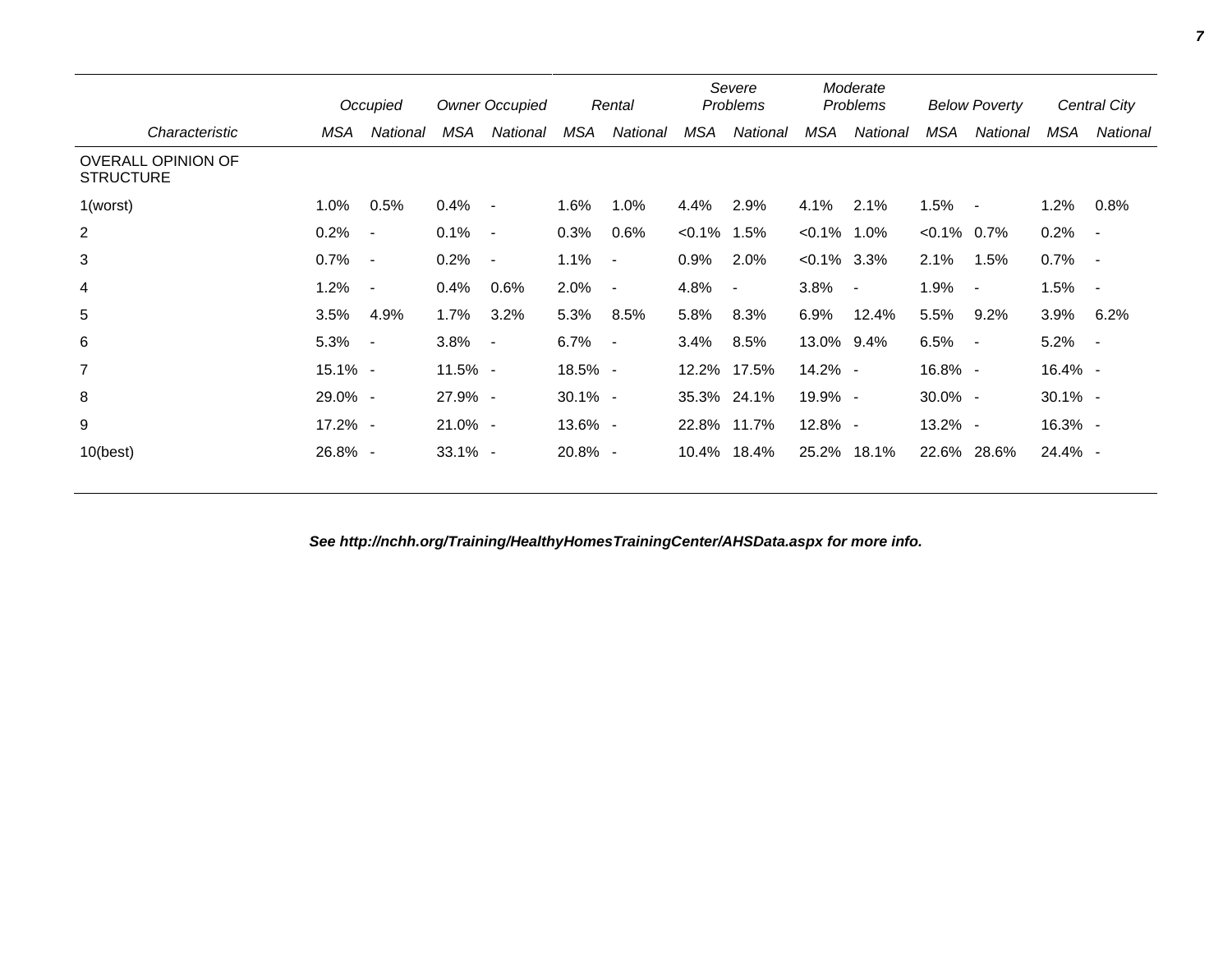| | Occupied | | Owner Occupied | | Rental | | Severe Problems | | Moderate Problems | | Below Poverty | | Central City | |
|---|---|---|---|---|---|---|---|---|---|---|---|---|---|---|
| Characteristic | MSA | National | MSA | National | MSA | National | MSA | National | MSA | National | MSA | National | MSA | National |
| OVERALL OPINION OF STRUCTURE | | | | | | | | | | | | | | |
| 1(worst) | 1.0% | 0.5% | 0.4% | - | 1.6% | 1.0% | 4.4% | 2.9% | 4.1% | 2.1% | 1.5% | - | 1.2% | 0.8% |
| 2 | 0.2% | - | 0.1% | - | 0.3% | 0.6% | <0.1% | 1.5% | <0.1% | 1.0% | <0.1% | 0.7% | 0.2% | - |
| 3 | 0.7% | - | 0.2% | - | 1.1% | - | 0.9% | 2.0% | <0.1% | 3.3% | 2.1% | 1.5% | 0.7% | - |
| 4 | 1.2% | - | 0.4% | 0.6% | 2.0% | - | 4.8% | - | 3.8% | - | 1.9% | - | 1.5% | - |
| 5 | 3.5% | 4.9% | 1.7% | 3.2% | 5.3% | 8.5% | 5.8% | 8.3% | 6.9% | 12.4% | 5.5% | 9.2% | 3.9% | 6.2% |
| 6 | 5.3% | - | 3.8% | - | 6.7% | - | 3.4% | 8.5% | 13.0% | 9.4% | 6.5% | - | 5.2% | - |
| 7 | 15.1% | - | 11.5% | - | 18.5% | - | 12.2% | 17.5% | 14.2% | - | 16.8% | - | 16.4% | - |
| 8 | 29.0% | - | 27.9% | - | 30.1% | - | 35.3% | 24.1% | 19.9% | - | 30.0% | - | 30.1% | - |
| 9 | 17.2% | - | 21.0% | - | 13.6% | - | 22.8% | 11.7% | 12.8% | - | 13.2% | - | 16.3% | - |
| 10(best) | 26.8% | - | 33.1% | - | 20.8% | - | 10.4% | 18.4% | 25.2% | 18.1% | 22.6% | 28.6% | 24.4% | - |

***See http://nchh.org/Training/HealthyHomesTrainingCenter/AHSData.aspx for more info.***